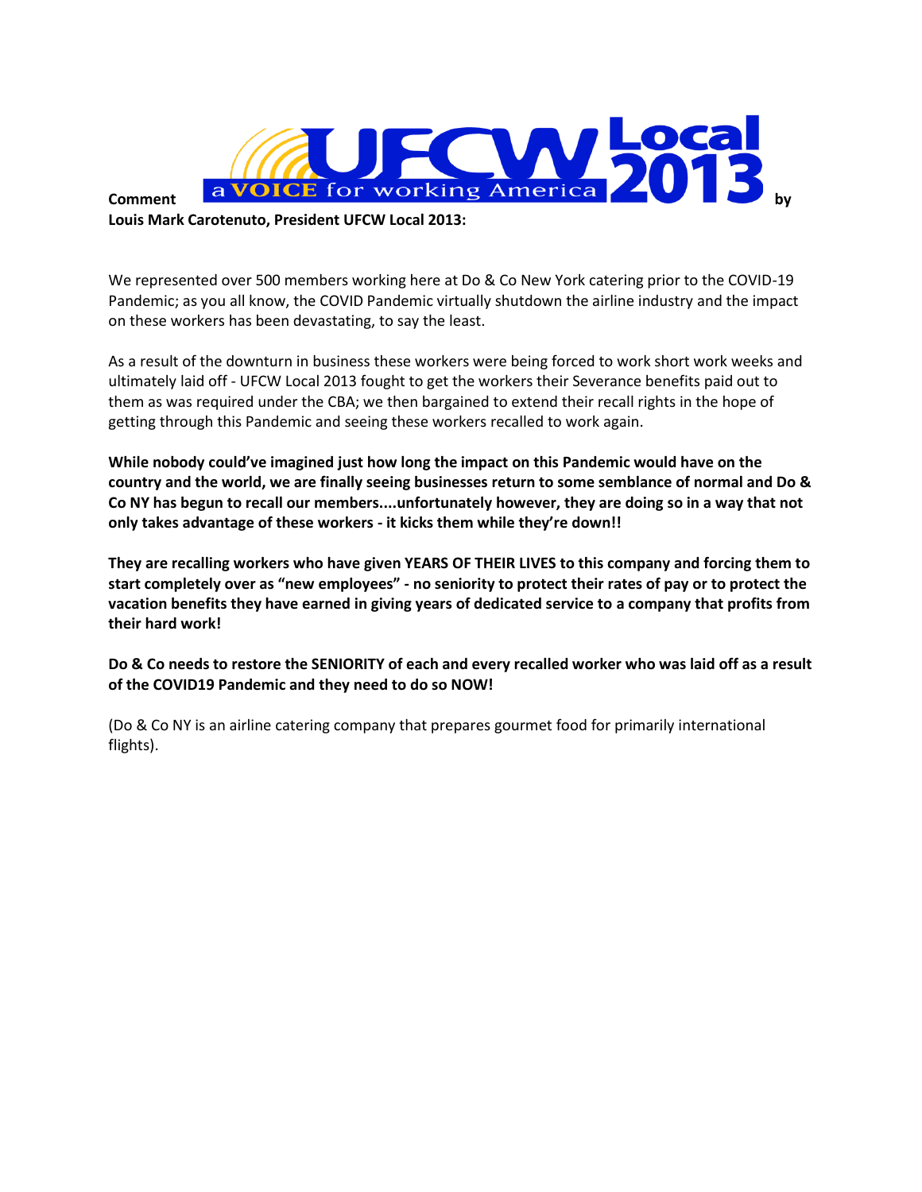**Comment** UFCW Local 2013 a VOICE for working America **by Louis Mark Carotenuto, President UFCW Local 2013:**

We represented over 500 members working here at Do & Co New York catering prior to the COVID-19 Pandemic; as you all know, the COVID Pandemic virtually shutdown the airline industry and the impact on these workers has been devastating, to say the least.

As a result of the downturn in business these workers were being forced to work short work weeks and ultimately laid off - UFCW Local 2013 fought to get the workers their Severance benefits paid out to them as was required under the CBA; we then bargained to extend their recall rights in the hope of getting through this Pandemic and seeing these workers recalled to work again.

**While nobody could've imagined just how long the impact on this Pandemic would have on the country and the world, we are finally seeing businesses return to some semblance of normal and Do & Co NY has begun to recall our members....unfortunately however, they are doing so in a way that not only takes advantage of these workers - it kicks them while they're down!!**

**They are recalling workers who have given YEARS OF THEIR LIVES to this company and forcing them to start completely over as "new employees" - no seniority to protect their rates of pay or to protect the vacation benefits they have earned in giving years of dedicated service to a company that profits from their hard work!**

**Do & Co needs to restore the SENIORITY of each and every recalled worker who was laid off as a result of the COVID19 Pandemic and they need to do so NOW!**

(Do & Co NY is an airline catering company that prepares gourmet food for primarily international flights).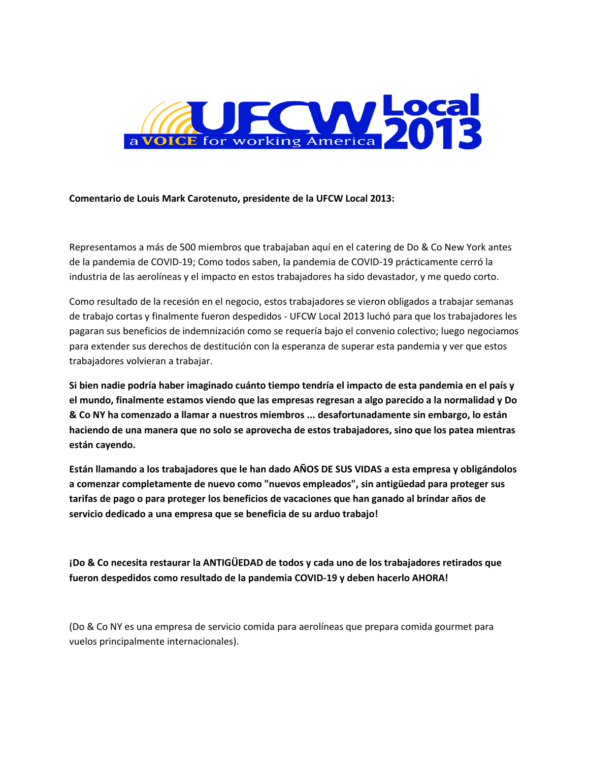**Comentario de Louis Mark Carotenuto, presidente de la UFCW Local 2013:**

Representamos a más de 500 miembros que trabajaban aquí en el catering de Do & Co New York antes de la pandemia de COVID-19; Como todos saben, la pandemia de COVID-19 prácticamente cerró la industria de las aerolíneas y el impacto en estos trabajadores ha sido devastador, y me quedo corto.

Como resultado de la recesión en el negocio, estos trabajadores se vieron obligados a trabajar semanas de trabajo cortas y finalmente fueron despedidos - UFCW Local 2013 luchó para que los trabajadores les pagaran sus beneficios de indemnización como se requería bajo el convenio colectivo; luego negociamos para extender sus derechos de destitución con la esperanza de superar esta pandemia y ver que estos trabajadores volvieran a trabajar.

**Si bien nadie podría haber imaginado cuánto tiempo tendría el impacto de esta pandemia en el país y el mundo, finalmente estamos viendo que las empresas regresan a algo parecido a la normalidad y Do & Co NY ha comenzado a llamar a nuestros miembros ... desafortunadamente sin embargo, lo están haciendo de una manera que no solo se aprovecha de estos trabajadores, sino que los patea mientras están cayendo.**

**Están llamando a los trabajadores que le han dado AÑOS DE SUS VIDAS a esta empresa y obligándolos a comenzar completamente de nuevo como "nuevos empleados", sin antigüedad para proteger sus tarifas de pago o para proteger los beneficios de vacaciones que han ganado al brindar años de servicio dedicado a una empresa que se beneficia de su arduo trabajo!**

**¡Do & Co necesita restaurar la ANTIGÜEDAD de todos y cada uno de los trabajadores retirados que fueron despedidos como resultado de la pandemia COVID-19 y deben hacerlo AHORA!**

(Do & Co NY es una empresa de servicio comida para aerolíneas que prepara comida gourmet para vuelos principalmente internacionales).